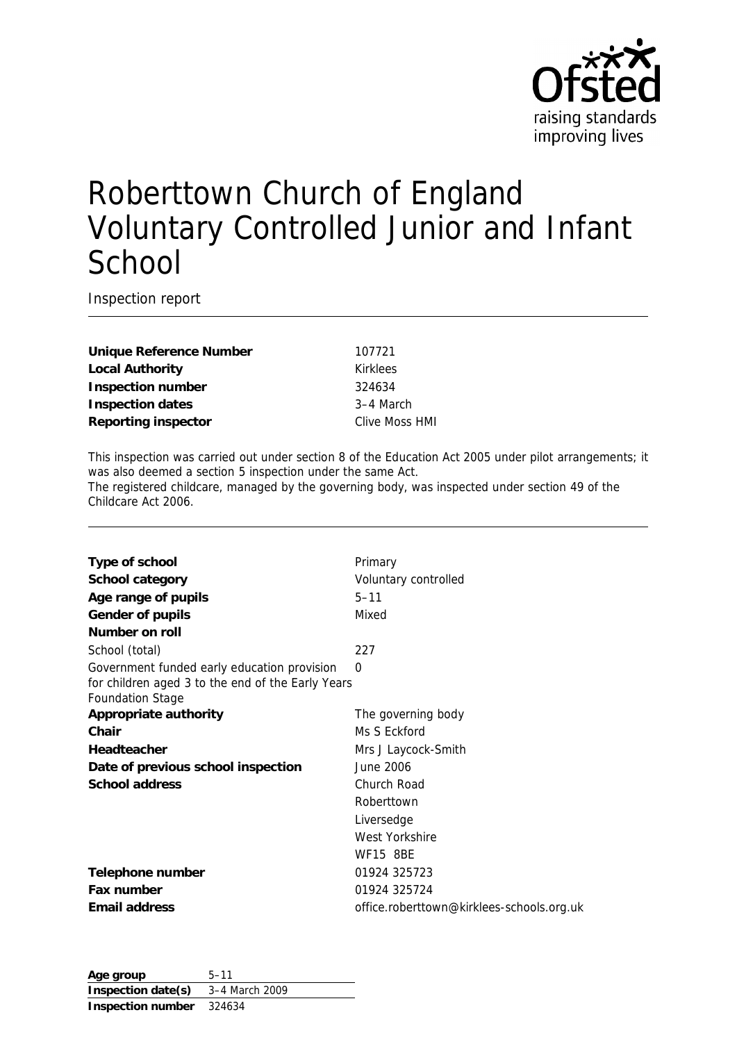Ofsted
raising standards
improving lives

# Roberttown Church of England Voluntary Controlled Junior and Infant School

Inspection report

| | |
|---|---|
| **Unique Reference Number** | 107721 |
| **Local Authority** | Kirklees |
| **Inspection number** | 324634 |
| **Inspection dates** | 3–4 March |
| **Reporting inspector** | Clive Moss HMI |

This inspection was carried out under section 8 of the Education Act 2005 under pilot arrangements; it was also deemed a section 5 inspection under the same Act.
The registered childcare, managed by the governing body, was inspected under section 49 of the Childcare Act 2006.

| | |
|---|---|
| **Type of school** | Primary |
| **School category** | Voluntary controlled |
| **Age range of pupils** | 5–11 |
| **Gender of pupils** | Mixed |
| **Number on roll** | |
| School (total) | 227 |
| Government funded early education provision for children aged 3 to the end of the Early Years Foundation Stage | 0 |
| **Appropriate authority** | The governing body |
| **Chair** | Ms S Eckford |
| **Headteacher** | Mrs J Laycock-Smith |
| **Date of previous school inspection** | June 2006 |
| **School address** | Church Road<br>Roberttown<br>Liversedge<br>West Yorkshire<br>WF15 8BE |
| **Telephone number** | 01924 325723 |
| **Fax number** | 01924 325724 |
| **Email address** | office.roberttown@kirklees-schools.org.uk |

| | |
|---|---|
| **Age group** | 5–11 |
| **Inspection date(s)** | 3–4 March 2009 |
| **Inspection number** | 324634 |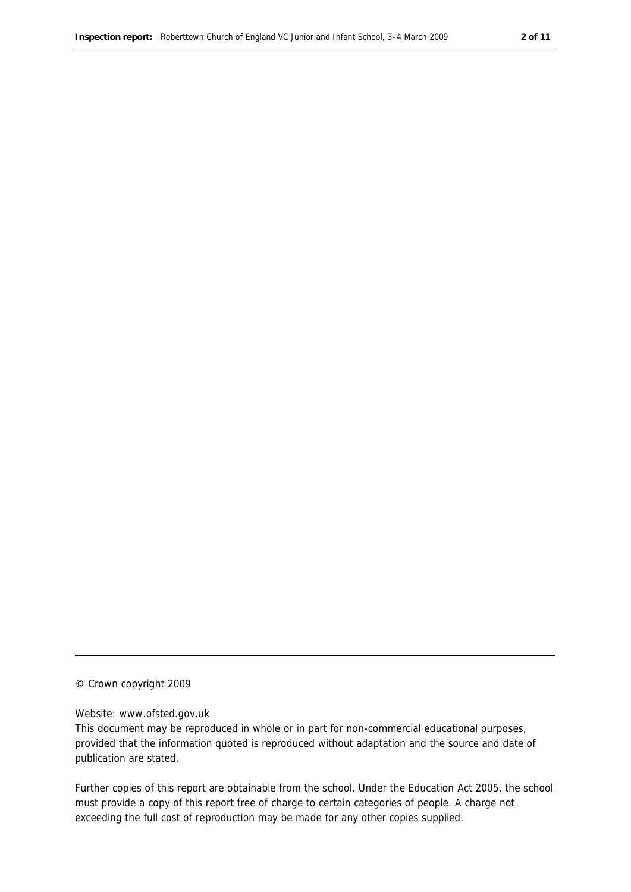© Crown copyright 2009

Website: www.ofsted.gov.uk

This document may be reproduced in whole or in part for non-commercial educational purposes, provided that the information quoted is reproduced without adaptation and the source and date of publication are stated.

Further copies of this report are obtainable from the school. Under the Education Act 2005, the school must provide a copy of this report free of charge to certain categories of people. A charge not exceeding the full cost of reproduction may be made for any other copies supplied.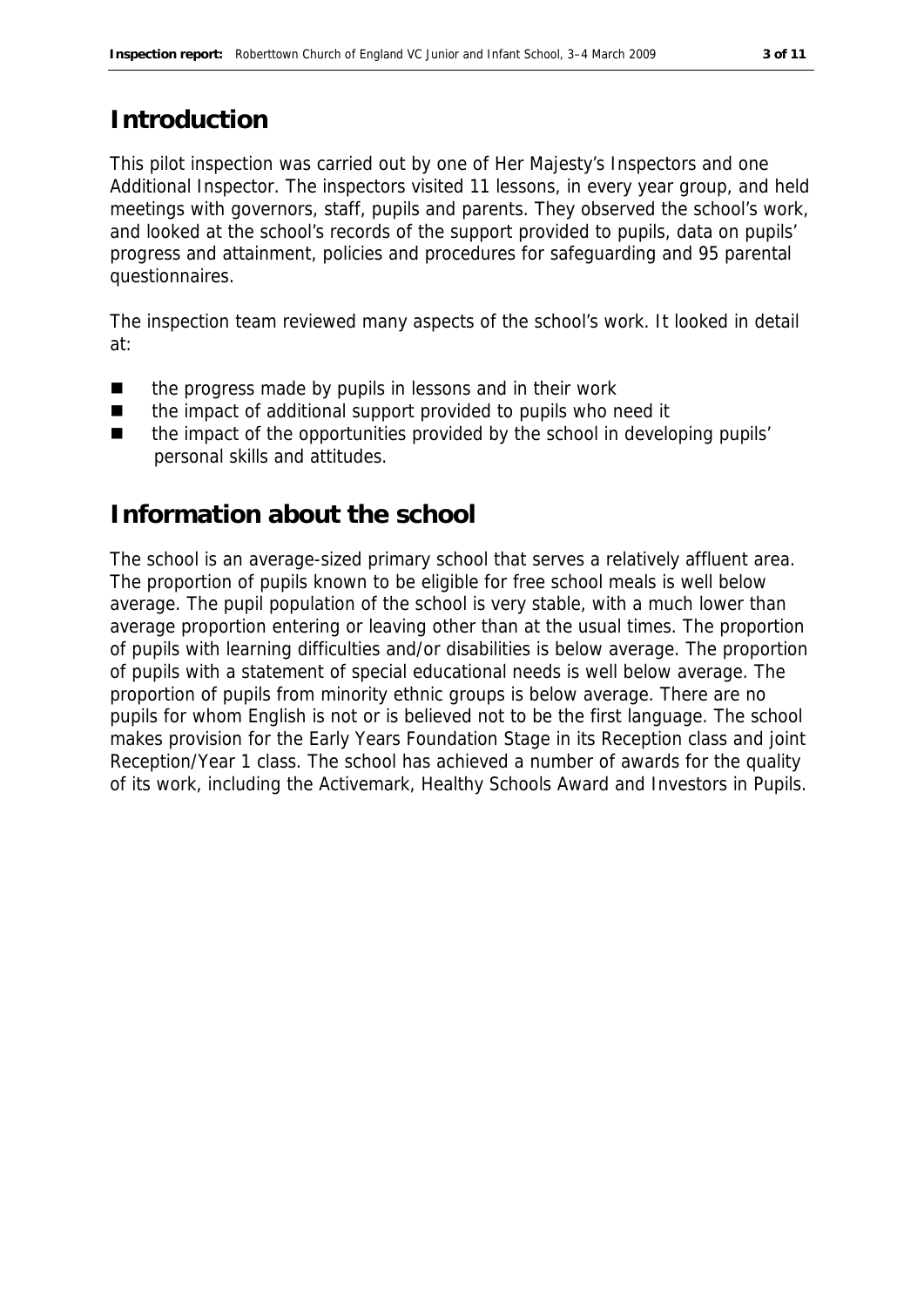# Introduction

This pilot inspection was carried out by one of Her Majesty's Inspectors and one Additional Inspector. The inspectors visited 11 lessons, in every year group, and held meetings with governors, staff, pupils and parents. They observed the school's work, and looked at the school's records of the support provided to pupils, data on pupils' progress and attainment, policies and procedures for safeguarding and 95 parental questionnaires.

The inspection team reviewed many aspects of the school's work. It looked in detail at:

- the progress made by pupils in lessons and in their work
- the impact of additional support provided to pupils who need it
- the impact of the opportunities provided by the school in developing pupils' personal skills and attitudes.

# Information about the school

The school is an average-sized primary school that serves a relatively affluent area. The proportion of pupils known to be eligible for free school meals is well below average. The pupil population of the school is very stable, with a much lower than average proportion entering or leaving other than at the usual times. The proportion of pupils with learning difficulties and/or disabilities is below average. The proportion of pupils with a statement of special educational needs is well below average. The proportion of pupils from minority ethnic groups is below average. There are no pupils for whom English is not or is believed not to be the first language. The school makes provision for the Early Years Foundation Stage in its Reception class and joint Reception/Year 1 class. The school has achieved a number of awards for the quality of its work, including the Activemark, Healthy Schools Award and Investors in Pupils.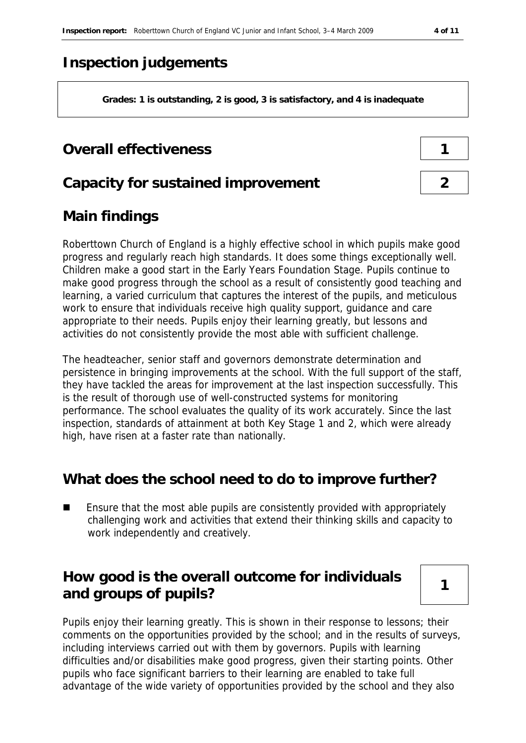# Inspection judgements

**Grades: 1 is outstanding, 2 is good, 3 is satisfactory, and 4 is inadequate**

## Overall effectiveness **1**

## Capacity for sustained improvement **2**

## Main findings

Roberttown Church of England is a highly effective school in which pupils make good progress and regularly reach high standards. It does some things exceptionally well. Children make a good start in the Early Years Foundation Stage. Pupils continue to make good progress through the school as a result of consistently good teaching and learning, a varied curriculum that captures the interest of the pupils, and meticulous work to ensure that individuals receive high quality support, guidance and care appropriate to their needs. Pupils enjoy their learning greatly, but lessons and activities do not consistently provide the most able with sufficient challenge.

The headteacher, senior staff and governors demonstrate determination and persistence in bringing improvements at the school. With the full support of the staff, they have tackled the areas for improvement at the last inspection successfully. This is the result of thorough use of well-constructed systems for monitoring performance. The school evaluates the quality of its work accurately. Since the last inspection, standards of attainment at both Key Stage 1 and 2, which were already high, have risen at a faster rate than nationally.

## What does the school need to do to improve further?

- Ensure that the most able pupils are consistently provided with appropriately challenging work and activities that extend their thinking skills and capacity to work independently and creatively.

## How good is the overall outcome for individuals and groups of pupils? **1**

Pupils enjoy their learning greatly. This is shown in their response to lessons; their comments on the opportunities provided by the school; and in the results of surveys, including interviews carried out with them by governors. Pupils with learning difficulties and/or disabilities make good progress, given their starting points. Other pupils who face significant barriers to their learning are enabled to take full advantage of the wide variety of opportunities provided by the school and they also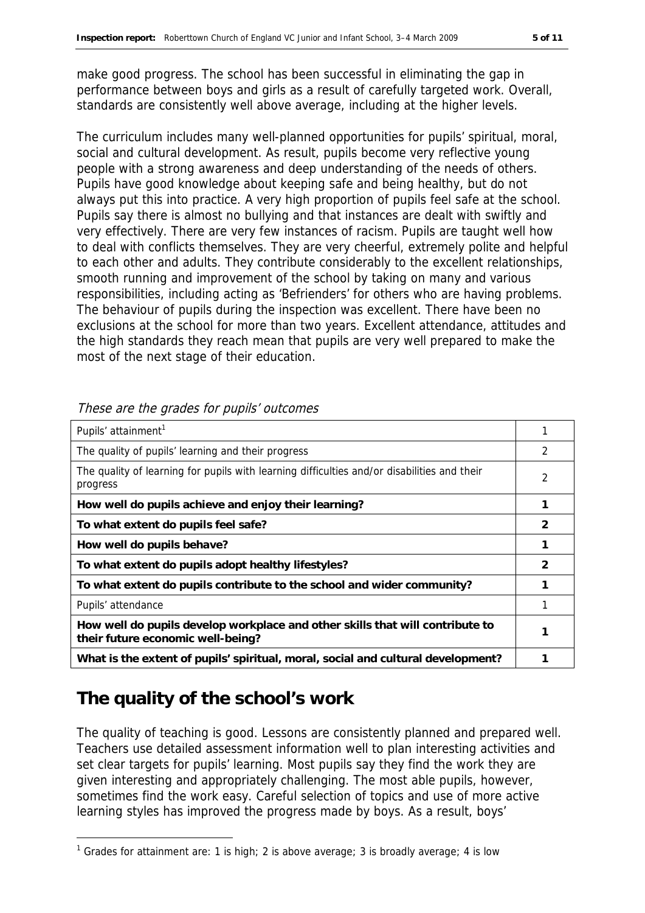make good progress. The school has been successful in eliminating the gap in performance between boys and girls as a result of carefully targeted work. Overall, standards are consistently well above average, including at the higher levels.

The curriculum includes many well-planned opportunities for pupils' spiritual, moral, social and cultural development. As result, pupils become very reflective young people with a strong awareness and deep understanding of the needs of others. Pupils have good knowledge about keeping safe and being healthy, but do not always put this into practice. A very high proportion of pupils feel safe at the school. Pupils say there is almost no bullying and that instances are dealt with swiftly and very effectively. There are very few instances of racism. Pupils are taught well how to deal with conflicts themselves. They are very cheerful, extremely polite and helpful to each other and adults. They contribute considerably to the excellent relationships, smooth running and improvement of the school by taking on many and various responsibilities, including acting as 'Befrienders' for others who are having problems. The behaviour of pupils during the inspection was excellent. There have been no exclusions at the school for more than two years. Excellent attendance, attitudes and the high standards they reach mean that pupils are very well prepared to make the most of the next stage of their education.

*These are the grades for pupils' outcomes*

| | |
|---|---|
| Pupils' attainment[1] | 1 |
| The quality of pupils' learning and their progress | 2 |
| The quality of learning for pupils with learning difficulties and/or disabilities and their progress | 2 |
| **How well do pupils achieve and enjoy their learning?** | **1** |
| **To what extent do pupils feel safe?** | **2** |
| **How well do pupils behave?** | **1** |
| **To what extent do pupils adopt healthy lifestyles?** | **2** |
| **To what extent do pupils contribute to the school and wider community?** | **1** |
| Pupils' attendance | 1 |
| **How well do pupils develop workplace and other skills that will contribute to their future economic well-being?** | **1** |
| **What is the extent of pupils' spiritual, moral, social and cultural development?** | **1** |

## The quality of the school's work

The quality of teaching is good. Lessons are consistently planned and prepared well. Teachers use detailed assessment information well to plan interesting activities and set clear targets for pupils' learning. Most pupils say they find the work they are given interesting and appropriately challenging. The most able pupils, however, sometimes find the work easy. Careful selection of topics and use of more active learning styles has improved the progress made by boys. As a result, boys'

[1] Grades for attainment are: 1 is high; 2 is above average; 3 is broadly average; 4 is low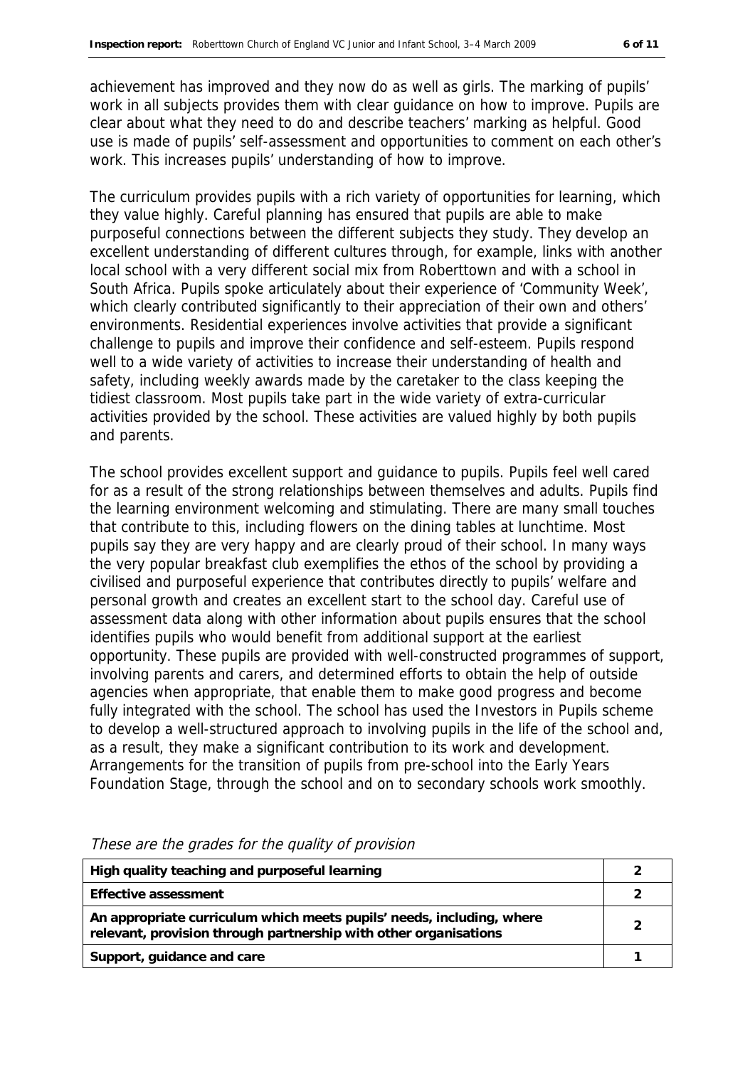achievement has improved and they now do as well as girls. The marking of pupils' work in all subjects provides them with clear guidance on how to improve. Pupils are clear about what they need to do and describe teachers' marking as helpful. Good use is made of pupils' self-assessment and opportunities to comment on each other's work. This increases pupils' understanding of how to improve.

The curriculum provides pupils with a rich variety of opportunities for learning, which they value highly. Careful planning has ensured that pupils are able to make purposeful connections between the different subjects they study. They develop an excellent understanding of different cultures through, for example, links with another local school with a very different social mix from Roberttown and with a school in South Africa. Pupils spoke articulately about their experience of 'Community Week', which clearly contributed significantly to their appreciation of their own and others' environments. Residential experiences involve activities that provide a significant challenge to pupils and improve their confidence and self-esteem. Pupils respond well to a wide variety of activities to increase their understanding of health and safety, including weekly awards made by the caretaker to the class keeping the tidiest classroom. Most pupils take part in the wide variety of extra-curricular activities provided by the school. These activities are valued highly by both pupils and parents.

The school provides excellent support and guidance to pupils. Pupils feel well cared for as a result of the strong relationships between themselves and adults. Pupils find the learning environment welcoming and stimulating. There are many small touches that contribute to this, including flowers on the dining tables at lunchtime. Most pupils say they are very happy and are clearly proud of their school. In many ways the very popular breakfast club exemplifies the ethos of the school by providing a civilised and purposeful experience that contributes directly to pupils' welfare and personal growth and creates an excellent start to the school day. Careful use of assessment data along with other information about pupils ensures that the school identifies pupils who would benefit from additional support at the earliest opportunity. These pupils are provided with well-constructed programmes of support, involving parents and carers, and determined efforts to obtain the help of outside agencies when appropriate, that enable them to make good progress and become fully integrated with the school. The school has used the Investors in Pupils scheme to develop a well-structured approach to involving pupils in the life of the school and, as a result, they make a significant contribution to its work and development. Arrangements for the transition of pupils from pre-school into the Early Years Foundation Stage, through the school and on to secondary schools work smoothly.

*These are the grades for the quality of provision*

| | |
|---|---|
| **High quality teaching and purposeful learning** | 2 |
| **Effective assessment** | 2 |
| **An appropriate curriculum which meets pupils' needs, including, where relevant, provision through partnership with other organisations** | 2 |
| **Support, guidance and care** | 1 |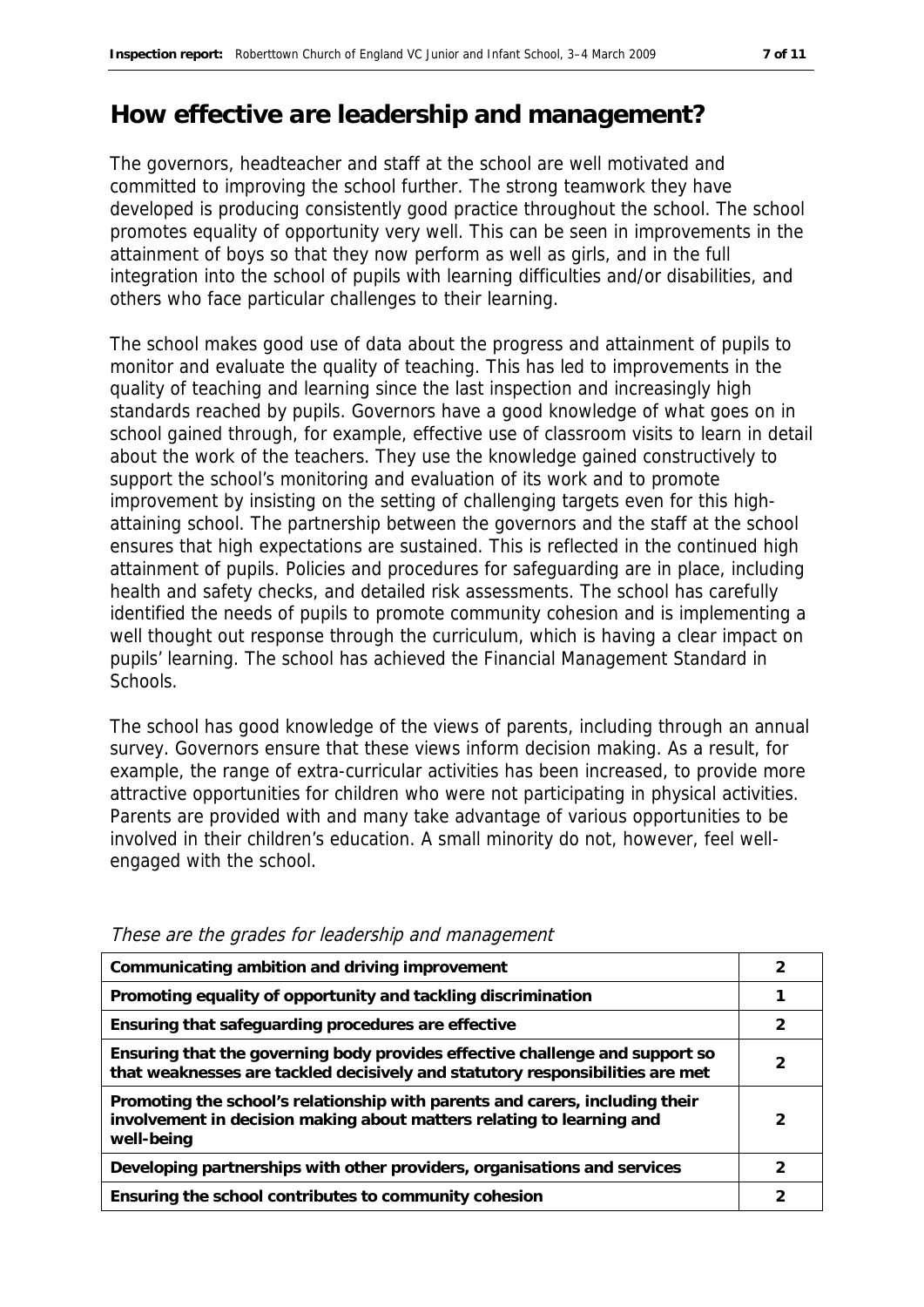## How effective are leadership and management?

The governors, headteacher and staff at the school are well motivated and committed to improving the school further. The strong teamwork they have developed is producing consistently good practice throughout the school. The school promotes equality of opportunity very well. This can be seen in improvements in the attainment of boys so that they now perform as well as girls, and in the full integration into the school of pupils with learning difficulties and/or disabilities, and others who face particular challenges to their learning.

The school makes good use of data about the progress and attainment of pupils to monitor and evaluate the quality of teaching. This has led to improvements in the quality of teaching and learning since the last inspection and increasingly high standards reached by pupils. Governors have a good knowledge of what goes on in school gained through, for example, effective use of classroom visits to learn in detail about the work of the teachers. They use the knowledge gained constructively to support the school's monitoring and evaluation of its work and to promote improvement by insisting on the setting of challenging targets even for this high-attaining school. The partnership between the governors and the staff at the school ensures that high expectations are sustained. This is reflected in the continued high attainment of pupils. Policies and procedures for safeguarding are in place, including health and safety checks, and detailed risk assessments. The school has carefully identified the needs of pupils to promote community cohesion and is implementing a well thought out response through the curriculum, which is having a clear impact on pupils' learning. The school has achieved the Financial Management Standard in Schools.

The school has good knowledge of the views of parents, including through an annual survey. Governors ensure that these views inform decision making. As a result, for example, the range of extra-curricular activities has been increased, to provide more attractive opportunities for children who were not participating in physical activities. Parents are provided with and many take advantage of various opportunities to be involved in their children's education. A small minority do not, however, feel well-engaged with the school.

*These are the grades for leadership and management*

| | |
|---|---|
| **Communicating ambition and driving improvement** | 2 |
| **Promoting equality of opportunity and tackling discrimination** | 1 |
| **Ensuring that safeguarding procedures are effective** | 2 |
| **Ensuring that the governing body provides effective challenge and support so that weaknesses are tackled decisively and statutory responsibilities are met** | 2 |
| **Promoting the school's relationship with parents and carers, including their involvement in decision making about matters relating to learning and well-being** | 2 |
| **Developing partnerships with other providers, organisations and services** | 2 |
| **Ensuring the school contributes to community cohesion** | 2 |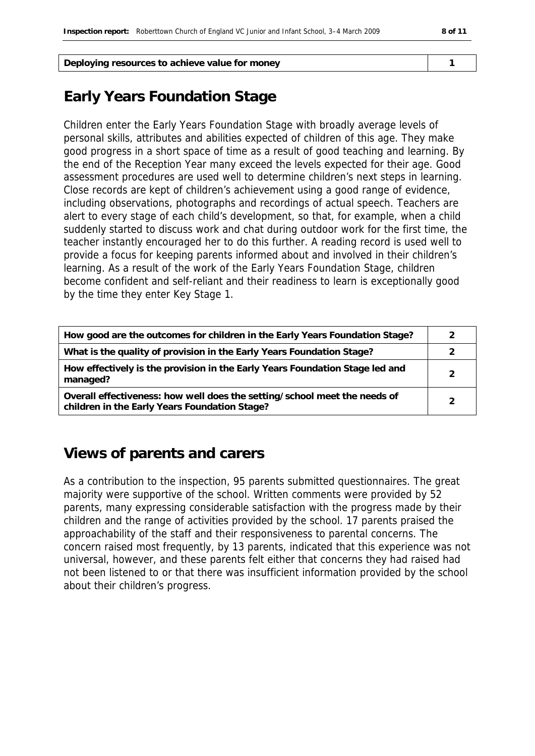| Deploying resources to achieve value for money | 1 |
|---|---|

## Early Years Foundation Stage

Children enter the Early Years Foundation Stage with broadly average levels of personal skills, attributes and abilities expected of children of this age. They make good progress in a short space of time as a result of good teaching and learning. By the end of the Reception Year many exceed the levels expected for their age. Good assessment procedures are used well to determine children's next steps in learning. Close records are kept of children's achievement using a good range of evidence, including observations, photographs and recordings of actual speech. Teachers are alert to every stage of each child's development, so that, for example, when a child suddenly started to discuss work and chat during outdoor work for the first time, the teacher instantly encouraged her to do this further. A reading record is used well to provide a focus for keeping parents informed about and involved in their children's learning. As a result of the work of the Early Years Foundation Stage, children become confident and self-reliant and their readiness to learn is exceptionally good by the time they enter Key Stage 1.

| How good are the outcomes for children in the Early Years Foundation Stage? | 2 |
|---|---|
| What is the quality of provision in the Early Years Foundation Stage? | 2 |
| How effectively is the provision in the Early Years Foundation Stage led and managed? | 2 |
| Overall effectiveness: how well does the setting/school meet the needs of children in the Early Years Foundation Stage? | 2 |

## Views of parents and carers

As a contribution to the inspection, 95 parents submitted questionnaires. The great majority were supportive of the school. Written comments were provided by 52 parents, many expressing considerable satisfaction with the progress made by their children and the range of activities provided by the school. 17 parents praised the approachability of the staff and their responsiveness to parental concerns. The concern raised most frequently, by 13 parents, indicated that this experience was not universal, however, and these parents felt either that concerns they had raised had not been listened to or that there was insufficient information provided by the school about their children's progress.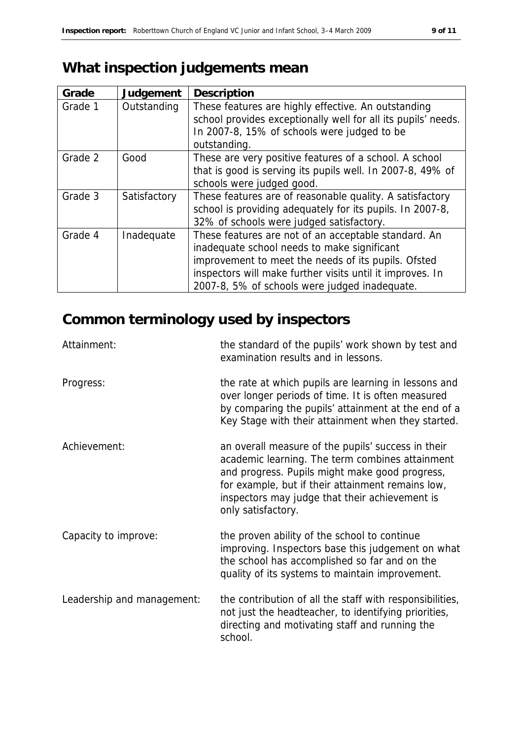# What inspection judgements mean

| Grade | Judgement | Description |
|---|---|---|
| Grade 1 | Outstanding | These features are highly effective. An outstanding school provides exceptionally well for all its pupils' needs. In 2007-8, 15% of schools were judged to be outstanding. |
| Grade 2 | Good | These are very positive features of a school. A school that is good is serving its pupils well. In 2007-8, 49% of schools were judged good. |
| Grade 3 | Satisfactory | These features are of reasonable quality. A satisfactory school is providing adequately for its pupils. In 2007-8, 32% of schools were judged satisfactory. |
| Grade 4 | Inadequate | These features are not of an acceptable standard. An inadequate school needs to make significant improvement to meet the needs of its pupils. Ofsted inspectors will make further visits until it improves. In 2007-8, 5% of schools were judged inadequate. |

# Common terminology used by inspectors

**Attainment:** the standard of the pupils' work shown by test and examination results and in lessons.

**Progress:** the rate at which pupils are learning in lessons and over longer periods of time. It is often measured by comparing the pupils' attainment at the end of a Key Stage with their attainment when they started.

**Achievement:** an overall measure of the pupils' success in their academic learning. The term combines attainment and progress. Pupils might make good progress, for example, but if their attainment remains low, inspectors may judge that their achievement is only satisfactory.

**Capacity to improve:** the proven ability of the school to continue improving. Inspectors base this judgement on what the school has accomplished so far and on the quality of its systems to maintain improvement.

**Leadership and management:** the contribution of all the staff with responsibilities, not just the headteacher, to identifying priorities, directing and motivating staff and running the school.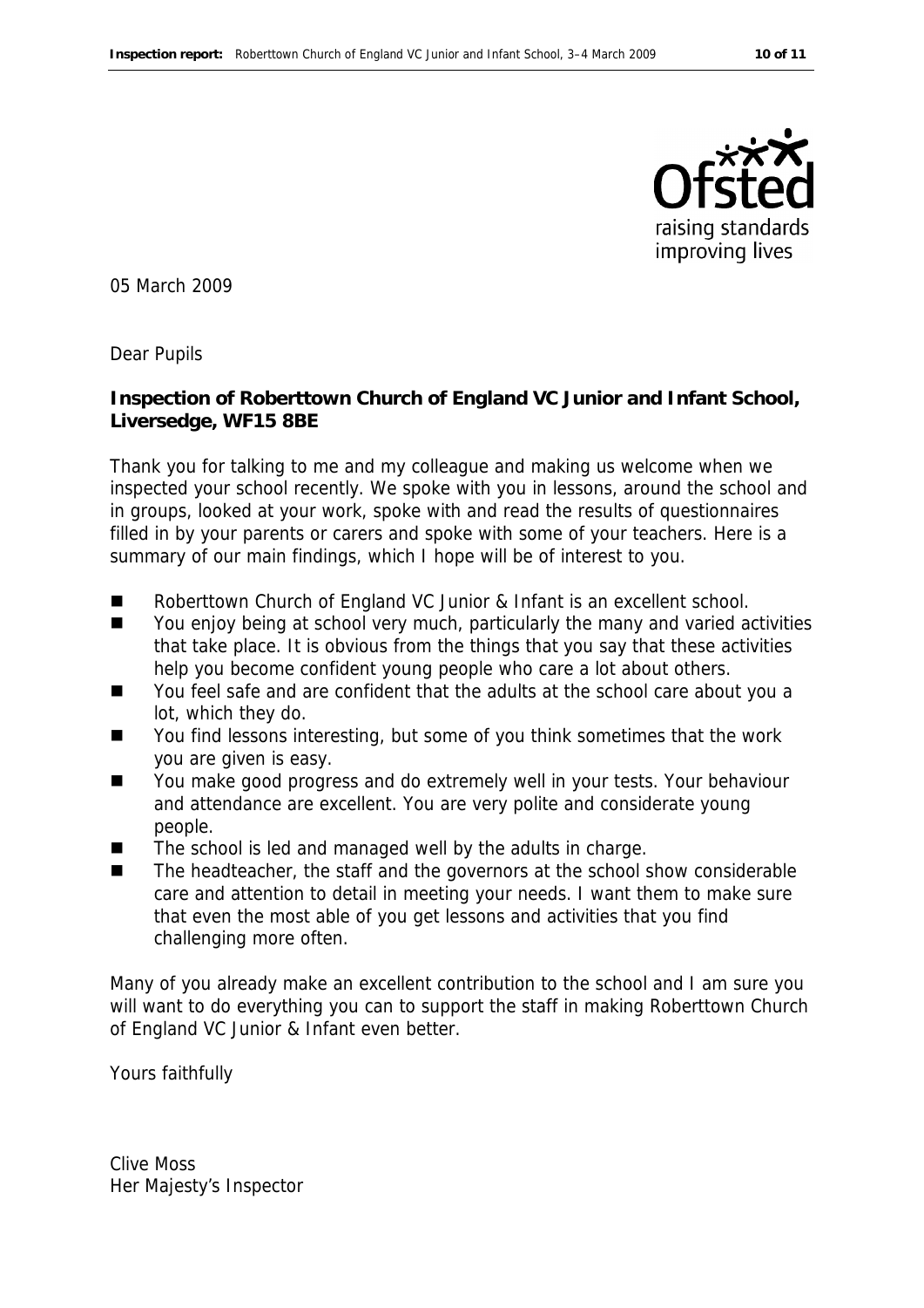05 March 2009

Dear Pupils

**Inspection of Roberttown Church of England VC Junior and Infant School, Liversedge, WF15 8BE**

Thank you for talking to me and my colleague and making us welcome when we inspected your school recently. We spoke with you in lessons, around the school and in groups, looked at your work, spoke with and read the results of questionnaires filled in by your parents or carers and spoke with some of your teachers. Here is a summary of our main findings, which I hope will be of interest to you.

- Roberttown Church of England VC Junior & Infant is an excellent school.
- You enjoy being at school very much, particularly the many and varied activities that take place. It is obvious from the things that you say that these activities help you become confident young people who care a lot about others.
- You feel safe and are confident that the adults at the school care about you a lot, which they do.
- You find lessons interesting, but some of you think sometimes that the work you are given is easy.
- You make good progress and do extremely well in your tests. Your behaviour and attendance are excellent. You are very polite and considerate young people.
- The school is led and managed well by the adults in charge.
- The headteacher, the staff and the governors at the school show considerable care and attention to detail in meeting your needs. I want them to make sure that even the most able of you get lessons and activities that you find challenging more often.

Many of you already make an excellent contribution to the school and I am sure you will want to do everything you can to support the staff in making Roberttown Church of England VC Junior & Infant even better.

Yours faithfully

Clive Moss
Her Majesty's Inspector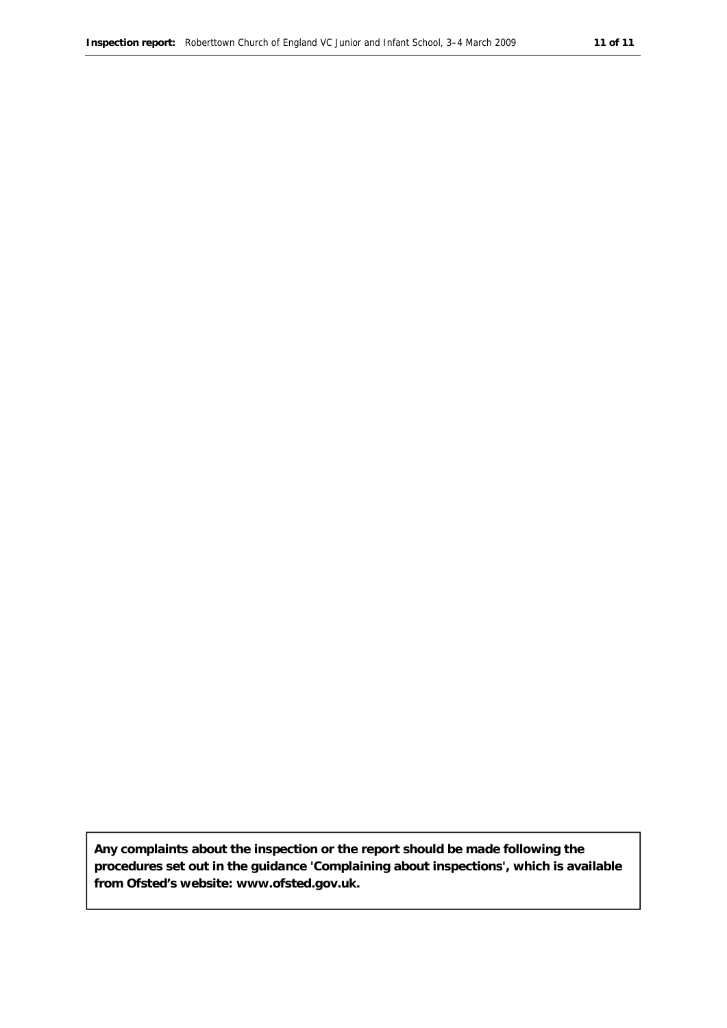**Any complaints about the inspection or the report should be made following the procedures set out in the guidance 'Complaining about inspections', which is available from Ofsted's website: www.ofsted.gov.uk.**